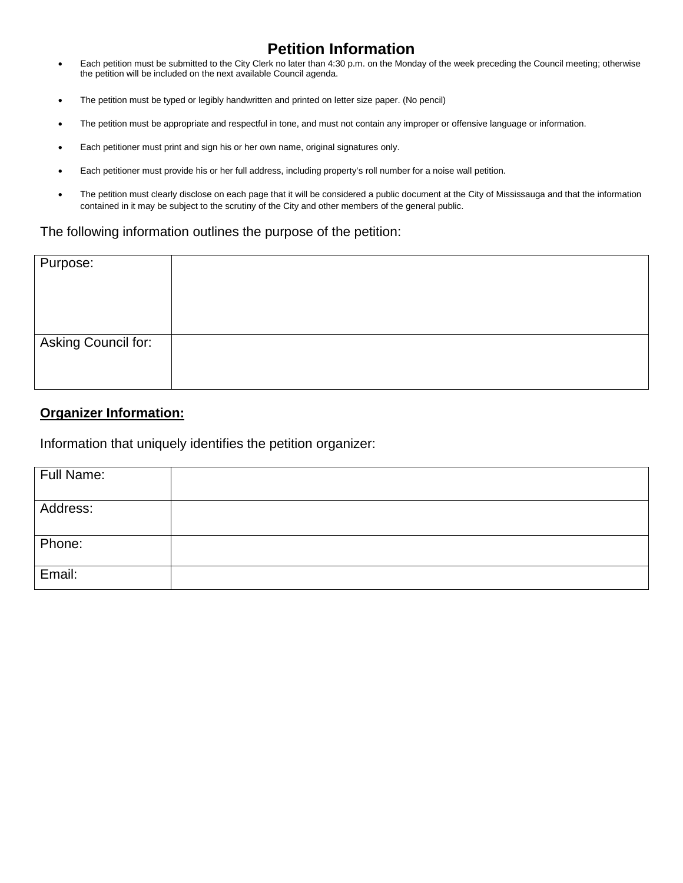# Petition Information

- Each petition must be submitted to the City Clerk no later than 4:30 p.m. on the Monday of the week preceding the Council meeting; otherwise the petition will be included on the next available Council agenda.
- The petition must be typed or legibly handwritten and printed on letter size paper. (No pencil)
- The petition must be appropriate and respectful in tone, and must not contain any improper or offensive language or information.
- Each petitioner must print and sign his or her own name, original signatures only.
- Each petitioner must provide his or her full address, including property's roll number for a noise wall petition.
- The petition must clearly disclose on each page that it will be considered a public document at the City of Mississauga and that the information contained in it may be subject to the scrutiny of the City and other members of the general public.

The following information outlines the purpose of the petition:

| | |
|---|---|
| Purpose: | |
| Asking Council for: | |

**Organizer Information:**

Information that uniquely identifies the petition organizer:

| | |
|---|---|
| Full Name: | |
| Address: | |
| Phone: | |
| Email: | |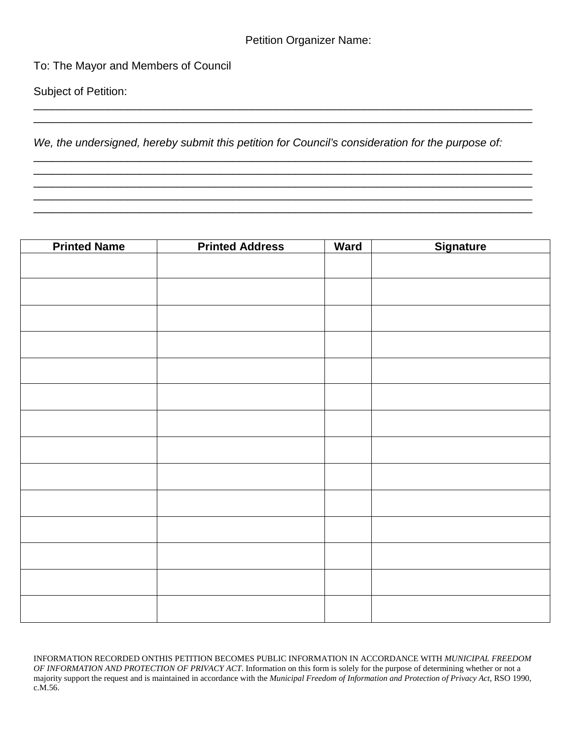Petition Organizer Name:

To: The Mayor and Members of Council

Subject of Petition:
______________________________________________________________________________
______________________________________________________________________________

*We, the undersigned, hereby submit this petition for Council's consideration for the purpose of:*
______________________________________________________________________________
______________________________________________________________________________
______________________________________________________________________________
______________________________________________________________________________
______________________________________________________________________________

| Printed Name | Printed Address | Ward | Signature |
|---|---|---|---|
| | | | |
| | | | |
| | | | |
| | | | |
| | | | |
| | | | |
| | | | |
| | | | |
| | | | |
| | | | |
| | | | |
| | | | |
| | | | |
| | | | |

INFORMATION RECORDED ONTHIS PETITION BECOMES PUBLIC INFORMATION IN ACCORDANCE WITH *MUNICIPAL FREEDOM OF INFORMATION AND PROTECTION OF PRIVACY ACT*. Information on this form is solely for the purpose of determining whether or not a majority support the request and is maintained in accordance with the *Municipal Freedom of Information and Protection of Privacy Act*, RSO 1990, c.M.56.